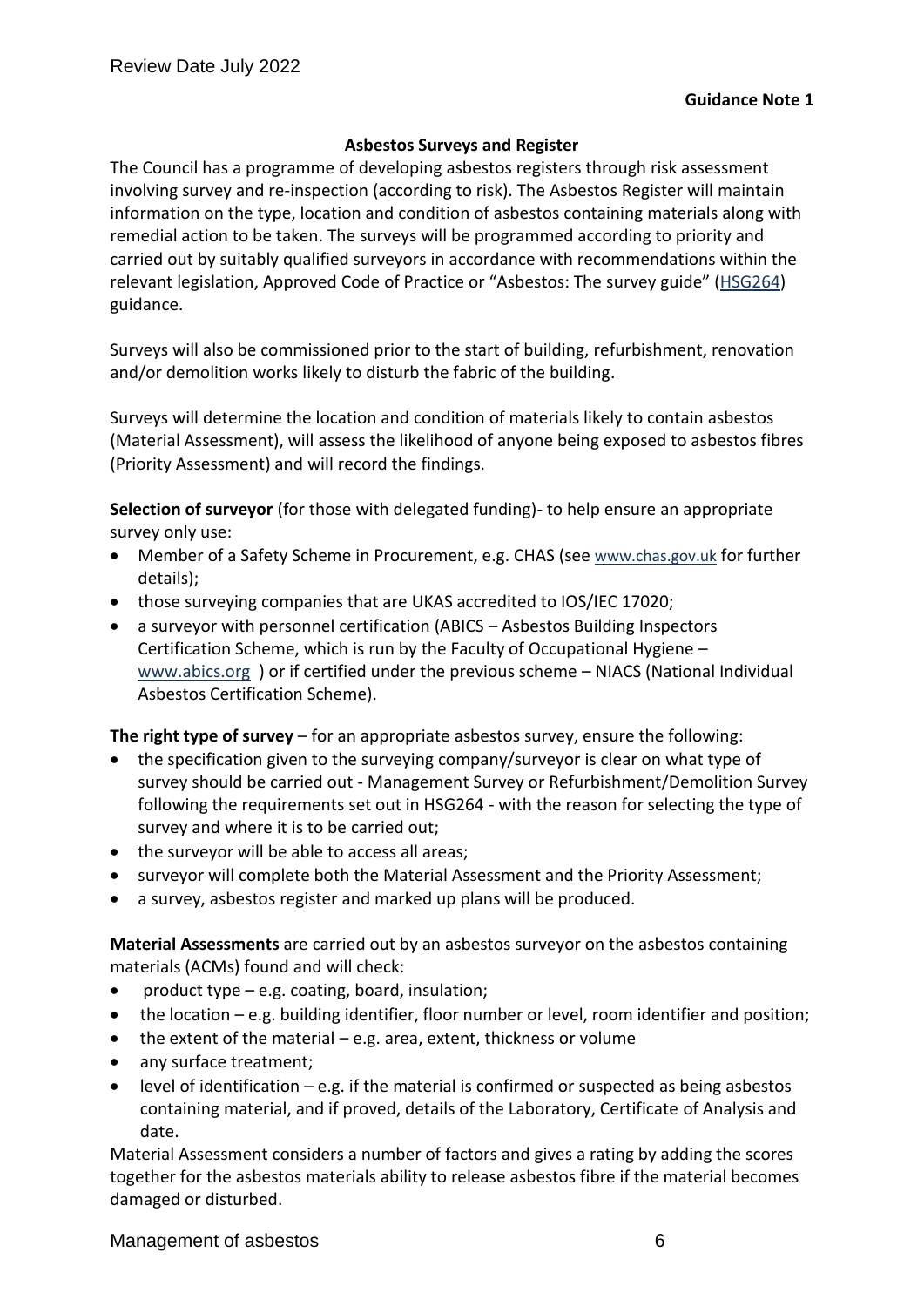**Guidance Note 1**

## Asbestos Surveys and Register

The Council has a programme of developing asbestos registers through risk assessment involving survey and re-inspection (according to risk). The Asbestos Register will maintain information on the type, location and condition of asbestos containing materials along with remedial action to be taken. The surveys will be programmed according to priority and carried out by suitably qualified surveyors in accordance with recommendations within the relevant legislation, Approved Code of Practice or "Asbestos: The survey guide" (HSG264) guidance.

Surveys will also be commissioned prior to the start of building, refurbishment, renovation and/or demolition works likely to disturb the fabric of the building.

Surveys will determine the location and condition of materials likely to contain asbestos (Material Assessment), will assess the likelihood of anyone being exposed to asbestos fibres (Priority Assessment) and will record the findings.

**Selection of surveyor** (for those with delegated funding)- to help ensure an appropriate survey only use:

- Member of a Safety Scheme in Procurement, e.g. CHAS (see www.chas.gov.uk for further details);
- those surveying companies that are UKAS accredited to IOS/IEC 17020;
- a surveyor with personnel certification (ABICS – Asbestos Building Inspectors Certification Scheme, which is run by the Faculty of Occupational Hygiene – www.abics.org ) or if certified under the previous scheme – NIACS (National Individual Asbestos Certification Scheme).

**The right type of survey** – for an appropriate asbestos survey, ensure the following:

- the specification given to the surveying company/surveyor is clear on what type of survey should be carried out - Management Survey or Refurbishment/Demolition Survey following the requirements set out in HSG264 - with the reason for selecting the type of survey and where it is to be carried out;
- the surveyor will be able to access all areas;
- surveyor will complete both the Material Assessment and the Priority Assessment;
- a survey, asbestos register and marked up plans will be produced.

**Material Assessments** are carried out by an asbestos surveyor on the asbestos containing materials (ACMs) found and will check:

- product type – e.g. coating, board, insulation;
- the location – e.g. building identifier, floor number or level, room identifier and position;
- the extent of the material – e.g. area, extent, thickness or volume
- any surface treatment;
- level of identification – e.g. if the material is confirmed or suspected as being asbestos containing material, and if proved, details of the Laboratory, Certificate of Analysis and date.

Material Assessment considers a number of factors and gives a rating by adding the scores together for the asbestos materials ability to release asbestos fibre if the material becomes damaged or disturbed.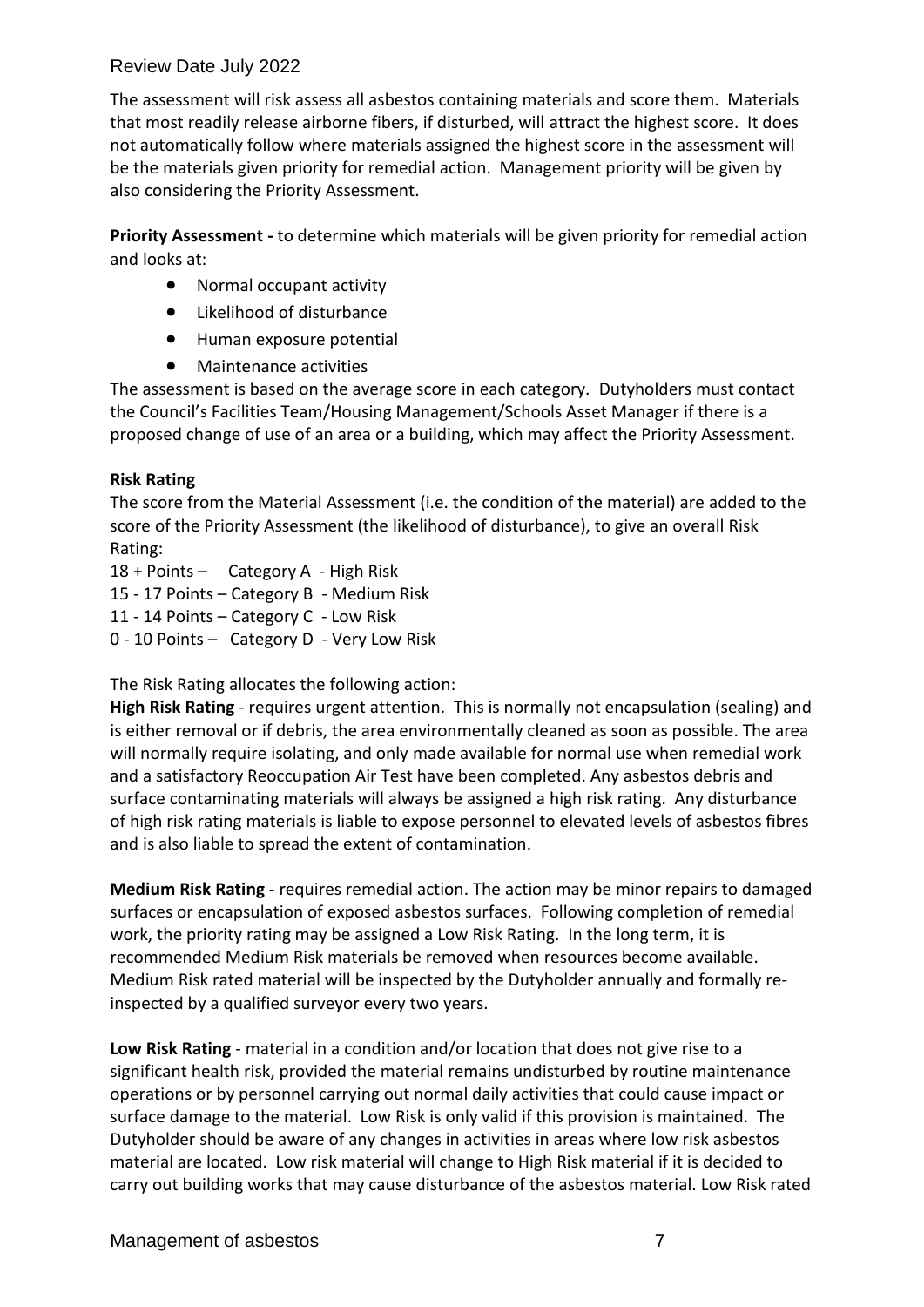The assessment will risk assess all asbestos containing materials and score them. Materials that most readily release airborne fibers, if disturbed, will attract the highest score. It does not automatically follow where materials assigned the highest score in the assessment will be the materials given priority for remedial action. Management priority will be given by also considering the Priority Assessment.

**Priority Assessment -** to determine which materials will be given priority for remedial action and looks at:

- Normal occupant activity
- Likelihood of disturbance
- Human exposure potential
- Maintenance activities

The assessment is based on the average score in each category. Dutyholders must contact the Council's Facilities Team/Housing Management/Schools Asset Manager if there is a proposed change of use of an area or a building, which may affect the Priority Assessment.

**Risk Rating**

The score from the Material Assessment (i.e. the condition of the material) are added to the score of the Priority Assessment (the likelihood of disturbance), to give an overall Risk Rating:

18 + Points – Category A - High Risk
15 - 17 Points – Category B - Medium Risk
11 - 14 Points – Category C - Low Risk
0 - 10 Points – Category D - Very Low Risk

The Risk Rating allocates the following action:

**High Risk Rating** - requires urgent attention. This is normally not encapsulation (sealing) and is either removal or if debris, the area environmentally cleaned as soon as possible. The area will normally require isolating, and only made available for normal use when remedial work and a satisfactory Reoccupation Air Test have been completed. Any asbestos debris and surface contaminating materials will always be assigned a high risk rating. Any disturbance of high risk rating materials is liable to expose personnel to elevated levels of asbestos fibres and is also liable to spread the extent of contamination.

**Medium Risk Rating** - requires remedial action. The action may be minor repairs to damaged surfaces or encapsulation of exposed asbestos surfaces. Following completion of remedial work, the priority rating may be assigned a Low Risk Rating. In the long term, it is recommended Medium Risk materials be removed when resources become available. Medium Risk rated material will be inspected by the Dutyholder annually and formally re-inspected by a qualified surveyor every two years.

**Low Risk Rating** - material in a condition and/or location that does not give rise to a significant health risk, provided the material remains undisturbed by routine maintenance operations or by personnel carrying out normal daily activities that could cause impact or surface damage to the material. Low Risk is only valid if this provision is maintained. The Dutyholder should be aware of any changes in activities in areas where low risk asbestos material are located. Low risk material will change to High Risk material if it is decided to carry out building works that may cause disturbance of the asbestos material. Low Risk rated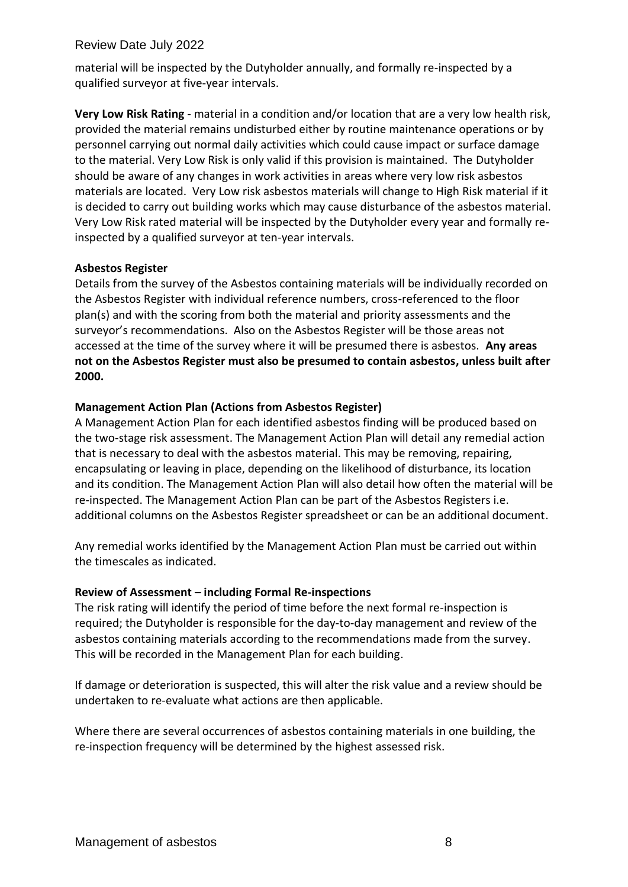material will be inspected by the Dutyholder annually, and formally re-inspected by a qualified surveyor at five-year intervals.

**Very Low Risk Rating** - material in a condition and/or location that are a very low health risk, provided the material remains undisturbed either by routine maintenance operations or by personnel carrying out normal daily activities which could cause impact or surface damage to the material. Very Low Risk is only valid if this provision is maintained. The Dutyholder should be aware of any changes in work activities in areas where very low risk asbestos materials are located. Very Low risk asbestos materials will change to High Risk material if it is decided to carry out building works which may cause disturbance of the asbestos material. Very Low Risk rated material will be inspected by the Dutyholder every year and formally re-inspected by a qualified surveyor at ten-year intervals.

**Asbestos Register**

Details from the survey of the Asbestos containing materials will be individually recorded on the Asbestos Register with individual reference numbers, cross-referenced to the floor plan(s) and with the scoring from both the material and priority assessments and the surveyor's recommendations. Also on the Asbestos Register will be those areas not accessed at the time of the survey where it will be presumed there is asbestos. **Any areas not on the Asbestos Register must also be presumed to contain asbestos, unless built after 2000.**

**Management Action Plan (Actions from Asbestos Register)**

A Management Action Plan for each identified asbestos finding will be produced based on the two-stage risk assessment. The Management Action Plan will detail any remedial action that is necessary to deal with the asbestos material. This may be removing, repairing, encapsulating or leaving in place, depending on the likelihood of disturbance, its location and its condition. The Management Action Plan will also detail how often the material will be re-inspected. The Management Action Plan can be part of the Asbestos Registers i.e. additional columns on the Asbestos Register spreadsheet or can be an additional document.

Any remedial works identified by the Management Action Plan must be carried out within the timescales as indicated.

**Review of Assessment – including Formal Re-inspections**

The risk rating will identify the period of time before the next formal re-inspection is required; the Dutyholder is responsible for the day-to-day management and review of the asbestos containing materials according to the recommendations made from the survey. This will be recorded in the Management Plan for each building.

If damage or deterioration is suspected, this will alter the risk value and a review should be undertaken to re-evaluate what actions are then applicable.

Where there are several occurrences of asbestos containing materials in one building, the re-inspection frequency will be determined by the highest assessed risk.